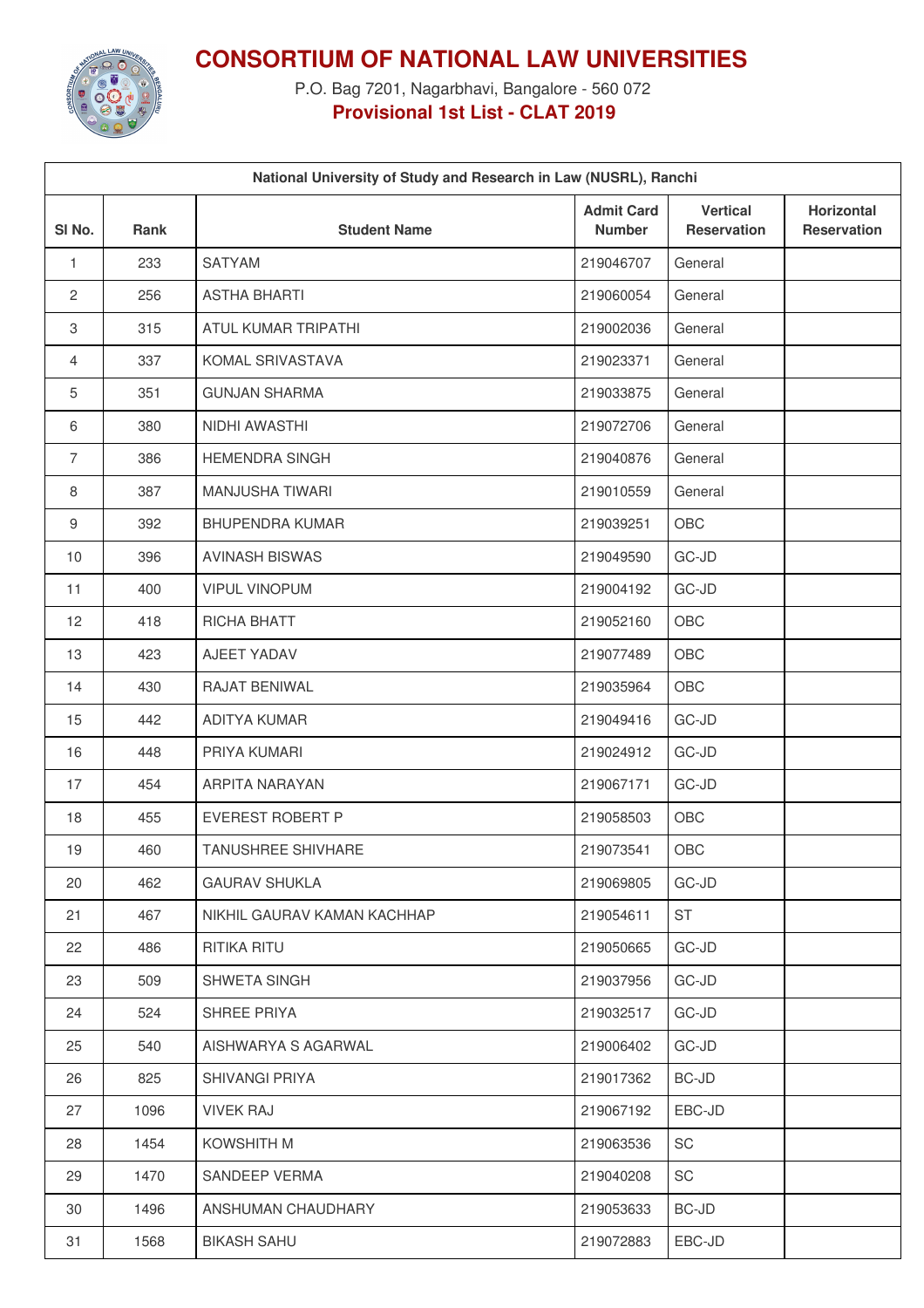# CONSORTIUM OF NATIONAL LAW UNIVERSITIES

P.O. Bag 7201, Nagarbhavi, Bangalore - 560 072

**Provisional 1st List - CLAT 2019**

| National University of Study and Research in Law (NUSRL), Ranchi | | | | | |
|---|---|---|---|---|---|
| Sl No. | Rank | Student Name | Admit Card Number | Vertical Reservation | Horizontal Reservation |
| 1 | 233 | SATYAM | 219046707 | General | |
| 2 | 256 | ASTHA BHARTI | 219060054 | General | |
| 3 | 315 | ATUL KUMAR TRIPATHI | 219002036 | General | |
| 4 | 337 | KOMAL SRIVASTAVA | 219023371 | General | |
| 5 | 351 | GUNJAN SHARMA | 219033875 | General | |
| 6 | 380 | NIDHI AWASTHI | 219072706 | General | |
| 7 | 386 | HEMENDRA SINGH | 219040876 | General | |
| 8 | 387 | MANJUSHA TIWARI | 219010559 | General | |
| 9 | 392 | BHUPENDRA KUMAR | 219039251 | OBC | |
| 10 | 396 | AVINASH BISWAS | 219049590 | GC-JD | |
| 11 | 400 | VIPUL VINOPUM | 219004192 | GC-JD | |
| 12 | 418 | RICHA BHATT | 219052160 | OBC | |
| 13 | 423 | AJEET YADAV | 219077489 | OBC | |
| 14 | 430 | RAJAT BENIWAL | 219035964 | OBC | |
| 15 | 442 | ADITYA KUMAR | 219049416 | GC-JD | |
| 16 | 448 | PRIYA KUMARI | 219024912 | GC-JD | |
| 17 | 454 | ARPITA NARAYAN | 219067171 | GC-JD | |
| 18 | 455 | EVEREST ROBERT P | 219058503 | OBC | |
| 19 | 460 | TANUSHREE SHIVHARE | 219073541 | OBC | |
| 20 | 462 | GAURAV SHUKLA | 219069805 | GC-JD | |
| 21 | 467 | NIKHIL GAURAV KAMAN KACHHAP | 219054611 | ST | |
| 22 | 486 | RITIKA RITU | 219050665 | GC-JD | |
| 23 | 509 | SHWETA SINGH | 219037956 | GC-JD | |
| 24 | 524 | SHREE PRIYA | 219032517 | GC-JD | |
| 25 | 540 | AISHWARYA S AGARWAL | 219006402 | GC-JD | |
| 26 | 825 | SHIVANGI PRIYA | 219017362 | BC-JD | |
| 27 | 1096 | VIVEK RAJ | 219067192 | EBC-JD | |
| 28 | 1454 | KOWSHITH M | 219063536 | SC | |
| 29 | 1470 | SANDEEP VERMA | 219040208 | SC | |
| 30 | 1496 | ANSHUMAN CHAUDHARY | 219053633 | BC-JD | |
| 31 | 1568 | BIKASH SAHU | 219072883 | EBC-JD | |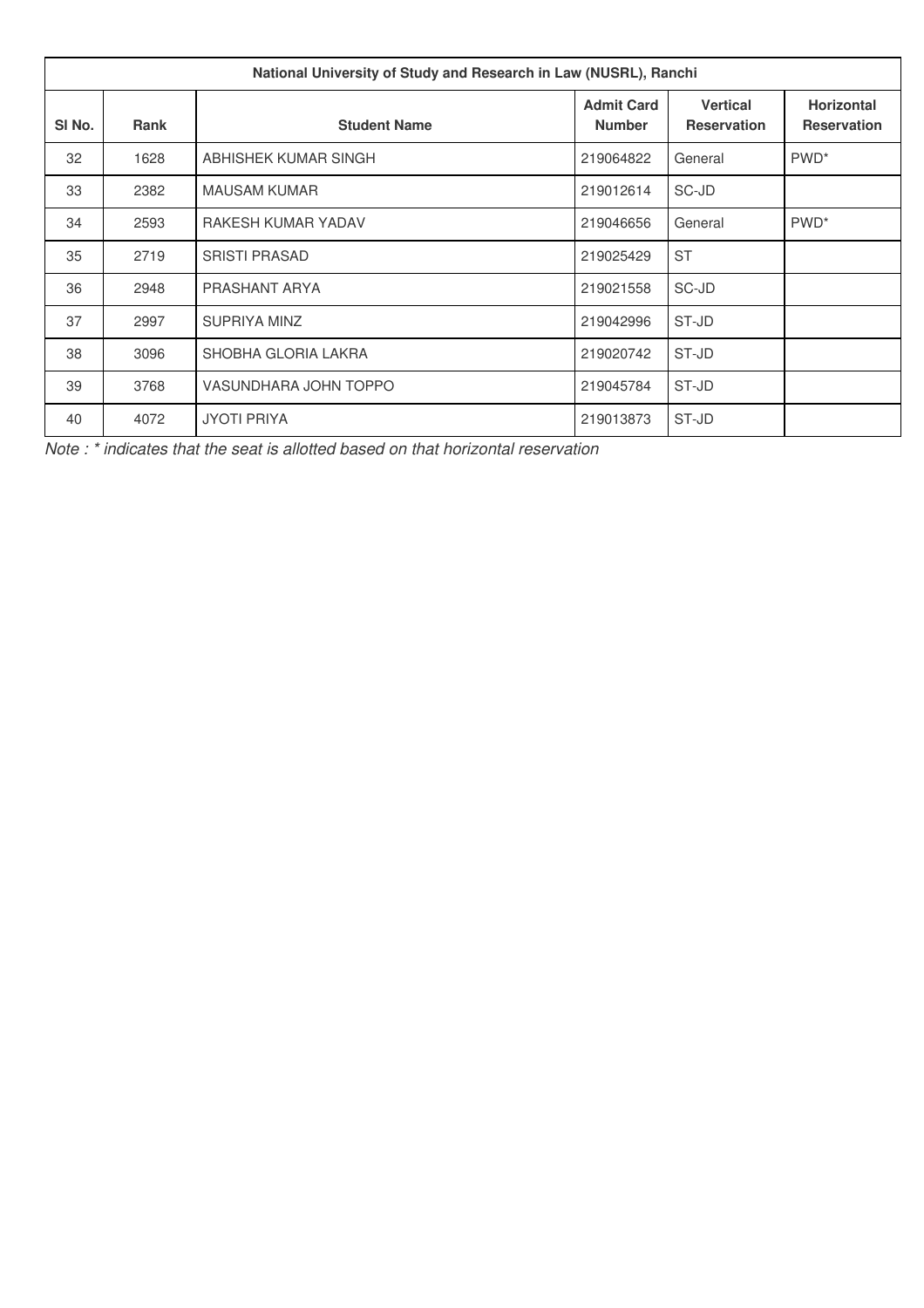| National University of Study and Research in Law (NUSRL), Ranchi | | | | | |
|---|---|---|---|---|---|
| Sl No. | Rank | Student Name | Admit Card Number | Vertical Reservation | Horizontal Reservation |
| 32 | 1628 | ABHISHEK KUMAR SINGH | 219064822 | General | PWD* |
| 33 | 2382 | MAUSAM KUMAR | 219012614 | SC-JD | |
| 34 | 2593 | RAKESH KUMAR YADAV | 219046656 | General | PWD* |
| 35 | 2719 | SRISTI PRASAD | 219025429 | ST | |
| 36 | 2948 | PRASHANT ARYA | 219021558 | SC-JD | |
| 37 | 2997 | SUPRIYA MINZ | 219042996 | ST-JD | |
| 38 | 3096 | SHOBHA GLORIA LAKRA | 219020742 | ST-JD | |
| 39 | 3768 | VASUNDHARA JOHN TOPPO | 219045784 | ST-JD | |
| 40 | 4072 | JYOTI PRIYA | 219013873 | ST-JD | |

*Note : * indicates that the seat is allotted based on that horizontal reservation*